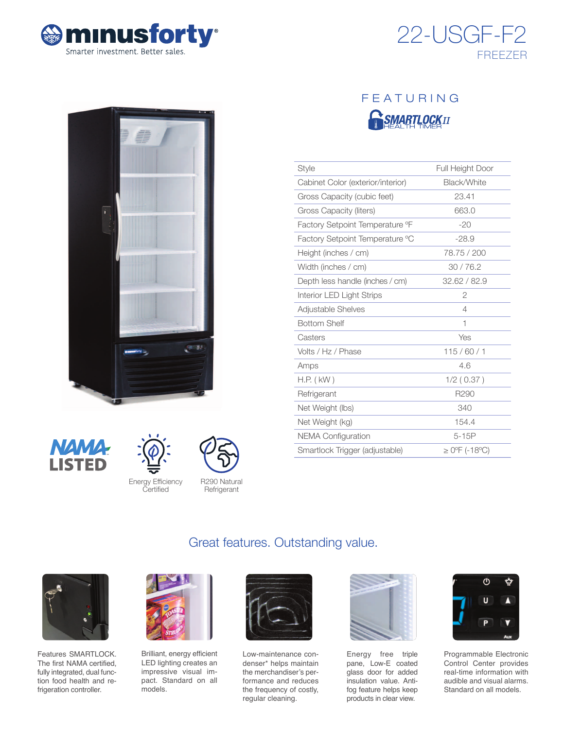# minusforty®

Smarter investment. Better sales.

# 22-USGF-F2

## FREEZER

FEATURING

SMARTLOCK II HEALTH TIMER

| Style | Full Height Door |
|---|---|
| Cabinet Color (exterior/interior) | Black/White |
| Gross Capacity (cubic feet) | 23.41 |
| Gross Capacity (liters) | 663.0 |
| Factory Setpoint Temperature ºF | -20 |
| Factory Setpoint Temperature ºC | -28.9 |
| Height (inches / cm) | 78.75 / 200 |
| Width (inches / cm) | 30 / 76.2 |
| Depth less handle (inches / cm) | 32.62 / 82.9 |
| Interior LED Light Strips | 2 |
| Adjustable Shelves | 4 |
| Bottom Shelf | 1 |
| Casters | Yes |
| Volts / Hz / Phase | 115 / 60 / 1 |
| Amps | 4.6 |
| H.P. ( kW ) | 1/2 ( 0.37 ) |
| Refrigerant | R290 |
| Net Weight (lbs) | 340 |
| Net Weight (kg) | 154.4 |
| NEMA Configuration | 5-15P |
| Smartlock Trigger (adjustable) | ≥ 0ºF (-18ºC) |

NAMA LISTED

Energy Efficiency Certified

R290 Natural Refrigerant

## Great features. Outstanding value.

Features SMARTLOCK. The first NAMA certified, fully integrated, dual function food health and refrigeration controller.

Brilliant, energy efficient LED lighting creates an impressive visual impact. Standard on all models.

Low-maintenance condenser* helps maintain the merchandiser's performance and reduces the frequency of costly, regular cleaning.

Energy free triple pane, Low-E coated glass door for added insulation value. Anti-fog feature helps keep products in clear view.

Programmable Electronic Control Center provides real-time information with audible and visual alarms. Standard on all models.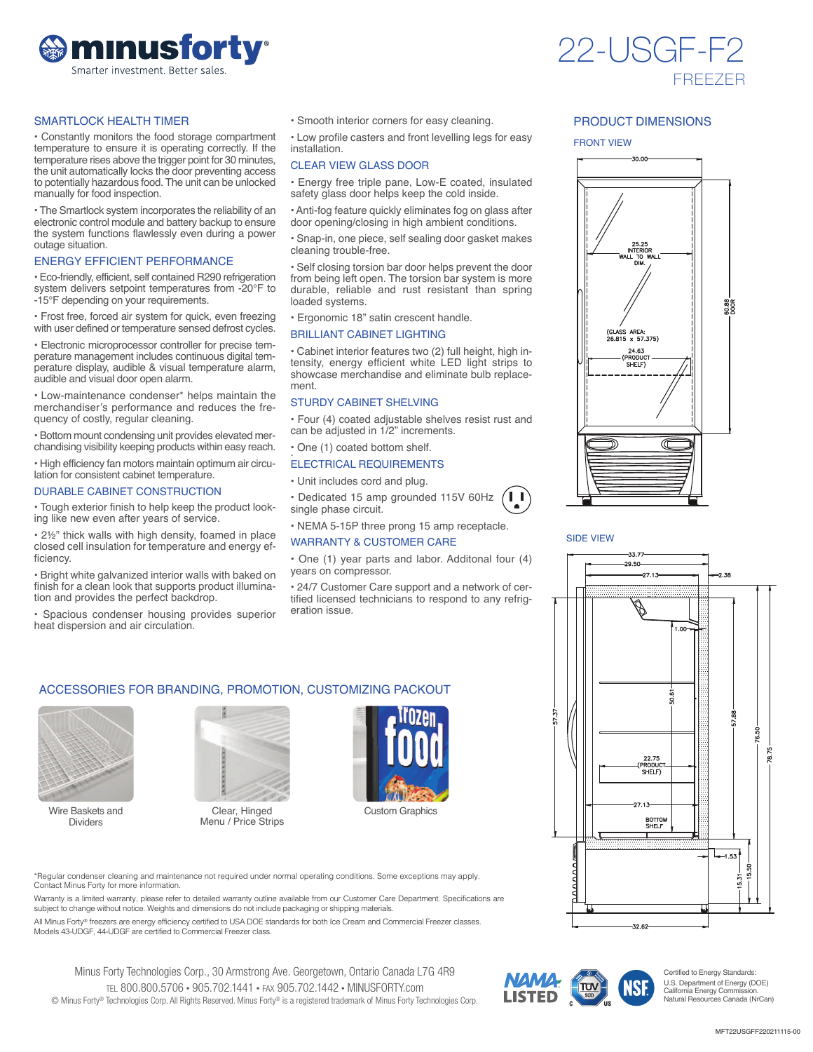# 22-USGF-F2

## FREEZER

### SMARTLOCK HEALTH TIMER

- Constantly monitors the food storage compartment temperature to ensure it is operating correctly. If the temperature rises above the trigger point for 30 minutes, the unit automatically locks the door preventing access to potentially hazardous food. The unit can be unlocked manually for food inspection.
- The Smartlock system incorporates the reliability of an electronic control module and battery backup to ensure the system functions flawlessly even during a power outage situation.

### ENERGY EFFICIENT PERFORMANCE

- Eco-friendly, efficient, self contained R290 refrigeration system delivers setpoint temperatures from -20°F to -15°F depending on your requirements.
- Frost free, forced air system for quick, even freezing with user defined or temperature sensed defrost cycles.
- Electronic microprocessor controller for precise temperature management includes continuous digital temperature display, audible & visual temperature alarm, audible and visual door open alarm.
- Low-maintenance condenser* helps maintain the merchandiser's performance and reduces the frequency of costly, regular cleaning.
- Bottom mount condensing unit provides elevated merchandising visibility keeping products within easy reach.
- High efficiency fan motors maintain optimum air circulation for consistent cabinet temperature.

### DURABLE CABINET CONSTRUCTION

- Tough exterior finish to help keep the product looking like new even after years of service.
- 2½" thick walls with high density, foamed in place closed cell insulation for temperature and energy efficiency.
- Bright white galvanized interior walls with baked on finish for a clean look that supports product illumination and provides the perfect backdrop.
- Spacious condenser housing provides superior heat dispersion and air circulation.
- Smooth interior corners for easy cleaning.
- Low profile casters and front levelling legs for easy installation.

### CLEAR VIEW GLASS DOOR

- Energy free triple pane, Low-E coated, insulated safety glass door helps keep the cold inside.
- Anti-fog feature quickly eliminates fog on glass after door opening/closing in high ambient conditions.
- Snap-in, one piece, self sealing door gasket makes cleaning trouble-free.
- Self closing torsion bar door helps prevent the door from being left open. The torsion bar system is more durable, reliable and rust resistant than spring loaded systems.
- Ergonomic 18" satin crescent handle.

### BRILLIANT CABINET LIGHTING

- Cabinet interior features two (2) full height, high intensity, energy efficient white LED light strips to showcase merchandise and eliminate bulb replacement.

### STURDY CABINET SHELVING

- Four (4) coated adjustable shelves resist rust and can be adjusted in 1/2" increments.
- One (1) coated bottom shelf.

### ELECTRICAL REQUIREMENTS

- Unit includes cord and plug.
- Dedicated 15 amp grounded 115V 60Hz single phase circuit.
- NEMA 5-15P three prong 15 amp receptacle.

### WARRANTY & CUSTOMER CARE

- One (1) year parts and labor. Additonal four (4) years on compressor.
- 24/7 Customer Care support and a network of certified licensed technicians to respond to any refrigeration issue.

### PRODUCT DIMENSIONS

FRONT VIEW

30.00
25.25 INTERIOR WALL TO WALL DIM.
(GLASS AREA: 26.815 x 57.375)
24.63 (PRODUCT SHELF)
60.88 DOOR

SIDE VIEW

33.77
29.50
27.13
2.38
1.00
50.61
57.37
57.88
76.50
78.75
22.75 (PRODUCT SHELF)
27.13
BOTTOM SHELF
1.53
15.31
15.50
32.62

### ACCESSORIES FOR BRANDING, PROMOTION, CUSTOMIZING PACKOUT

Wire Baskets and Dividers

Clear, Hinged Menu / Price Strips

Custom Graphics

*Regular condenser cleaning and maintenance not required under normal operating conditions. Some exceptions may apply. Contact Minus Forty for more information.

Warranty is a limited warranty, please refer to detailed warranty outline available from our Customer Care Department. Specifications are subject to change without notice. Weights and dimensions do not include packaging or shipping materials.

All Minus Forty® freezers are energy efficiency certified to USA DOE standards for both Ice Cream and Commercial Freezer classes. Models 43-UDGF, 44-UDGF are certified to Commercial Freezer class.

Minus Forty Technologies Corp., 30 Armstrong Ave. Georgetown, Ontario Canada L7G 4R9
TEL 800.800.5706 • 905.702.1441 • FAX 905.702.1442 • MINUSFORTY.com
© Minus Forty® Technologies Corp. All Rights Reserved. Minus Forty® is a registered trademark of Minus Forty Technologies Corp.

Certified to Energy Standards:
U.S. Department of Energy (DOE)
California Energy Commission.
Natural Resources Canada (NrCan)

MFT22USGFF220211115-00